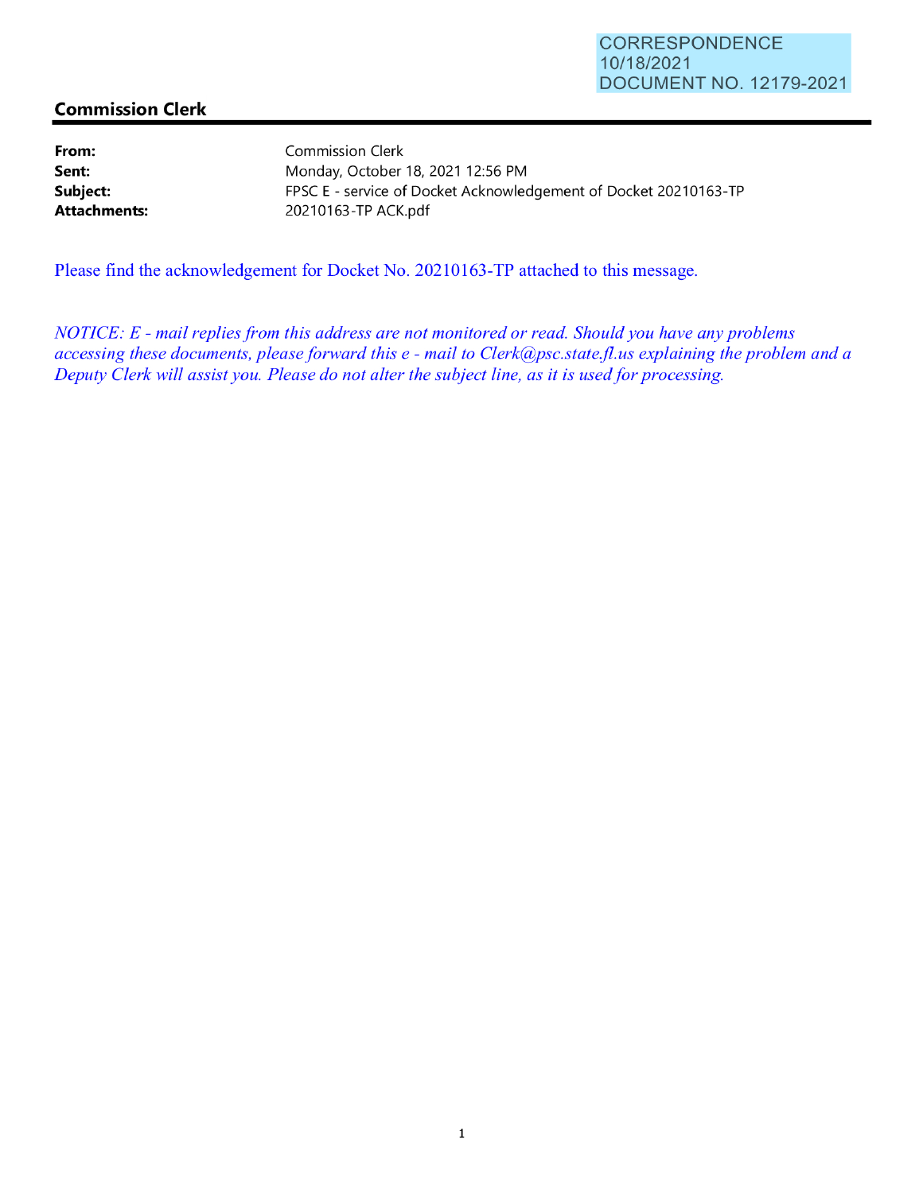CORRESPONDENCE
10/18/2021
DOCUMENT NO. 12179-2021

## Commission Clerk

| | |
|---|---|
| **From:** | Commission Clerk |
| **Sent:** | Monday, October 18, 2021 12:56 PM |
| **Subject:** | FPSC E - service of Docket Acknowledgement of Docket 20210163-TP |
| **Attachments:** | 20210163-TP ACK.pdf |

Please find the acknowledgement for Docket No. 20210163-TP attached to this message.

*NOTICE: E - mail replies from this address are not monitored or read. Should you have any problems accessing these documents, please forward this e - mail to Clerk@psc.state.fl.us explaining the problem and a Deputy Clerk will assist you. Please do not alter the subject line, as it is used for processing.*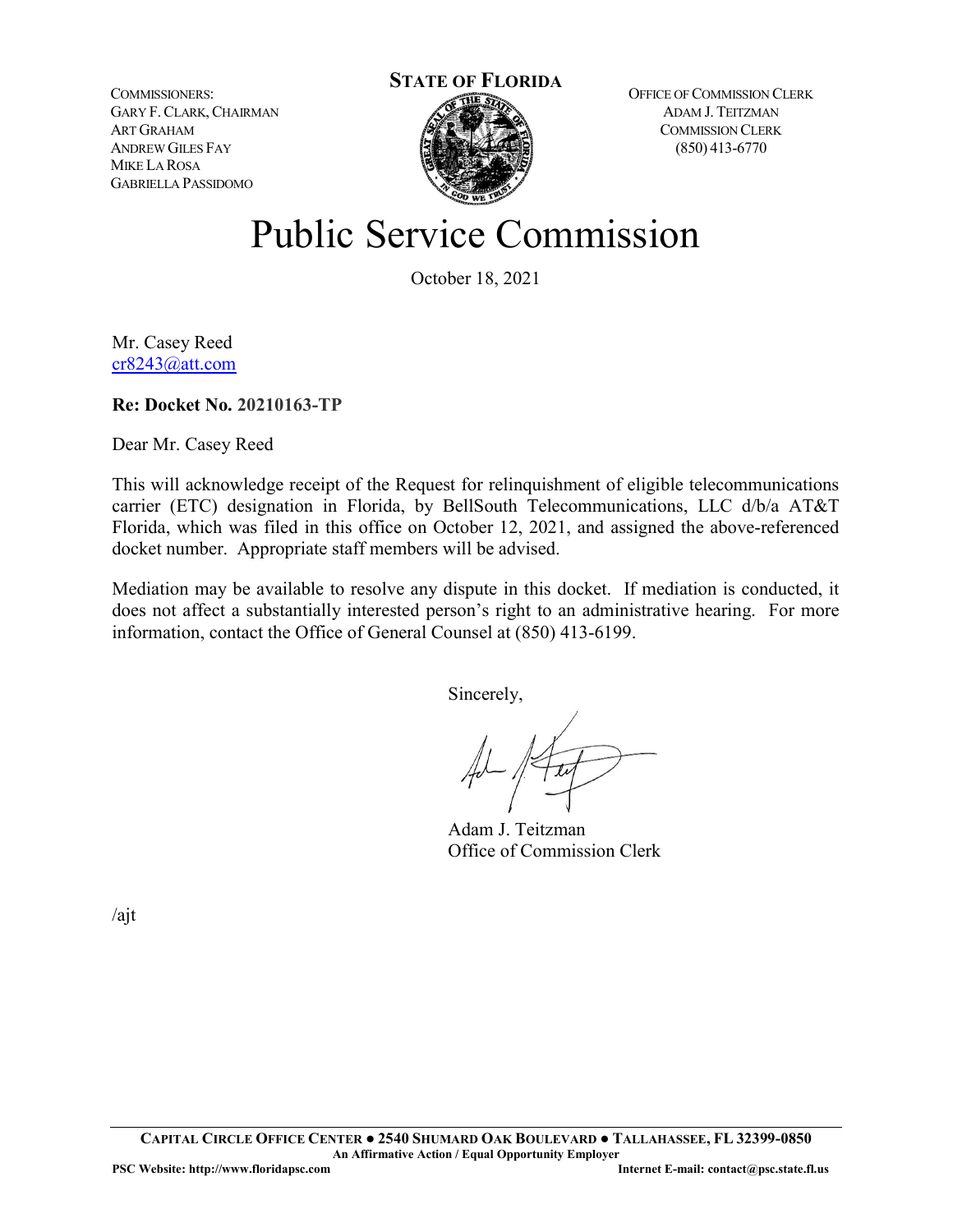COMMISSIONERS:
GARY F. CLARK, CHAIRMAN
ART GRAHAM
ANDREW GILES FAY
MIKE LA ROSA
GABRIELLA PASSIDOMO

**STATE OF FLORIDA**

OFFICE OF COMMISSION CLERK
ADAM J. TEITZMAN
COMMISSION CLERK
(850) 413-6770

# Public Service Commission

October 18, 2021

Mr. Casey Reed
cr8243@att.com

**Re: Docket No. 20210163-TP**

Dear Mr. Casey Reed

This will acknowledge receipt of the Request for relinquishment of eligible telecommunications carrier (ETC) designation in Florida, by BellSouth Telecommunications, LLC d/b/a AT&T Florida, which was filed in this office on October 12, 2021, and assigned the above-referenced docket number. Appropriate staff members will be advised.

Mediation may be available to resolve any dispute in this docket. If mediation is conducted, it does not affect a substantially interested person's right to an administrative hearing. For more information, contact the Office of General Counsel at (850) 413-6199.

Sincerely,

Adam J. Teitzman
Office of Commission Clerk

/ajt

**CAPITAL CIRCLE OFFICE CENTER ● 2540 SHUMARD OAK BOULEVARD ● TALLAHASSEE, FL 32399-0850**
**An Affirmative Action / Equal Opportunity Employer**
**PSC Website: http://www.floridapsc.com** **Internet E-mail: contact@psc.state.fl.us**